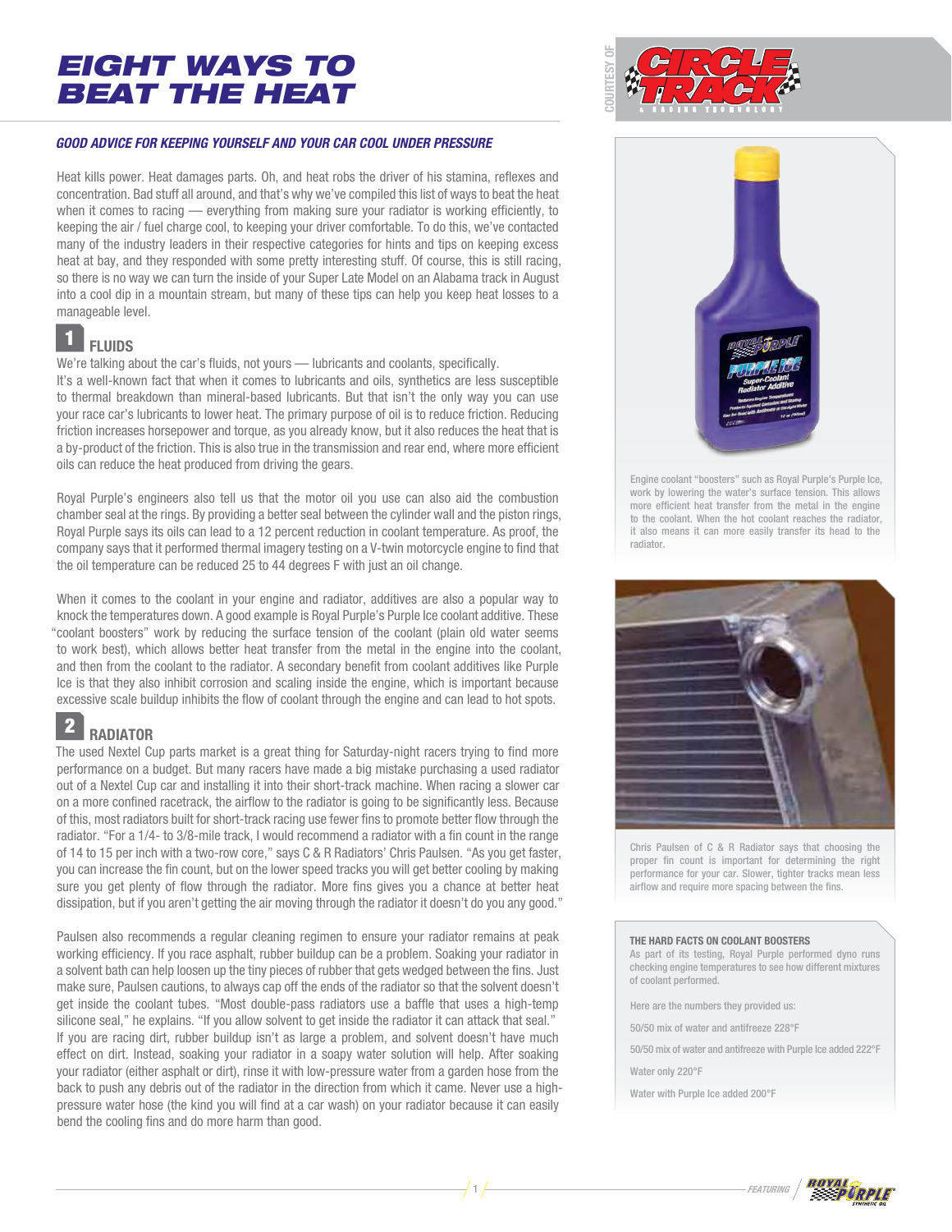# EIGHT WAYS TO BEAT THE HEAT

COURTESY OF CIRCLE TRACK & RACING TECHNOLOGY

***GOOD ADVICE FOR KEEPING YOURSELF AND YOUR CAR COOL UNDER PRESSURE***

Heat kills power. Heat damages parts. Oh, and heat robs the driver of his stamina, reflexes and concentration. Bad stuff all around, and that's why we've compiled this list of ways to beat the heat when it comes to racing — everything from making sure your radiator is working efficiently, to keeping the air / fuel charge cool, to keeping your driver comfortable. To do this, we've contacted many of the industry leaders in their respective categories for hints and tips on keeping excess heat at bay, and they responded with some pretty interesting stuff. Of course, this is still racing, so there is no way we can turn the inside of your Super Late Model on an Alabama track in August into a cool dip in a mountain stream, but many of these tips can help you keep heat losses to a manageable level.

## 1 FLUIDS

We're talking about the car's fluids, not yours — lubricants and coolants, specifically.

It's a well-known fact that when it comes to lubricants and oils, synthetics are less susceptible to thermal breakdown than mineral-based lubricants. But that isn't the only way you can use your race car's lubricants to lower heat. The primary purpose of oil is to reduce friction. Reducing friction increases horsepower and torque, as you already know, but it also reduces the heat that is a by-product of the friction. This is also true in the transmission and rear end, where more efficient oils can reduce the heat produced from driving the gears.

Royal Purple's engineers also tell us that the motor oil you use can also aid the combustion chamber seal at the rings. By providing a better seal between the cylinder wall and the piston rings, Royal Purple says its oils can lead to a 12 percent reduction in coolant temperature. As proof, the company says that it performed thermal imagery testing on a V-twin motorcycle engine to find that the oil temperature can be reduced 25 to 44 degrees F with just an oil change.

When it comes to the coolant in your engine and radiator, additives are also a popular way to knock the temperatures down. A good example is Royal Purple's Purple Ice coolant additive. These "coolant boosters" work by reducing the surface tension of the coolant (plain old water seems to work best), which allows better heat transfer from the metal in the engine into the coolant, and then from the coolant to the radiator. A secondary benefit from coolant additives like Purple Ice is that they also inhibit corrosion and scaling inside the engine, which is important because excessive scale buildup inhibits the flow of coolant through the engine and can lead to hot spots.

Engine coolant "boosters" such as Royal Purple's Purple Ice, work by lowering the water's surface tension. This allows more efficient heat transfer from the metal in the engine to the coolant. When the hot coolant reaches the radiator, it also means it can more easily transfer its head to the radiator.

## 2 RADIATOR

The used Nextel Cup parts market is a great thing for Saturday-night racers trying to find more performance on a budget. But many racers have made a big mistake purchasing a used radiator out of a Nextel Cup car and installing it into their short-track machine. When racing a slower car on a more confined racetrack, the airflow to the radiator is going to be significantly less. Because of this, most radiators built for short-track racing use fewer fins to promote better flow through the radiator. "For a 1/4- to 3/8-mile track, I would recommend a radiator with a fin count in the range of 14 to 15 per inch with a two-row core," says C & R Radiators' Chris Paulsen. "As you get faster, you can increase the fin count, but on the lower speed tracks you will get better cooling by making sure you get plenty of flow through the radiator. More fins gives you a chance at better heat dissipation, but if you aren't getting the air moving through the radiator it doesn't do you any good."

Paulsen also recommends a regular cleaning regimen to ensure your radiator remains at peak working efficiency. If you race asphalt, rubber buildup can be a problem. Soaking your radiator in a solvent bath can help loosen up the tiny pieces of rubber that gets wedged between the fins. Just make sure, Paulsen cautions, to always cap off the ends of the radiator so that the solvent doesn't get inside the coolant tubes. "Most double-pass radiators use a baffle that uses a high-temp silicone seal," he explains. "If you allow solvent to get inside the radiator it can attack that seal." If you are racing dirt, rubber buildup isn't as large a problem, and solvent doesn't have much effect on dirt. Instead, soaking your radiator in a soapy water solution will help. After soaking your radiator (either asphalt or dirt), rinse it with low-pressure water from a garden hose from the back to push any debris out of the radiator in the direction from which it came. Never use a high-pressure water hose (the kind you will find at a car wash) on your radiator because it can easily bend the cooling fins and do more harm than good.

Chris Paulsen of C & R Radiator says that choosing the proper fin count is important for determining the right performance for your car. Slower, tighter tracks mean less airflow and require more spacing between the fins.

**THE HARD FACTS ON COOLANT BOOSTERS**

As part of its testing, Royal Purple performed dyno runs checking engine temperatures to see how different mixtures of coolant performed.

Here are the numbers they provided us:

50/50 mix of water and antifreeze 228°F

50/50 mix of water and antifreeze with Purple Ice added 222°F

Water only 220°F

Water with Purple Ice added 200°F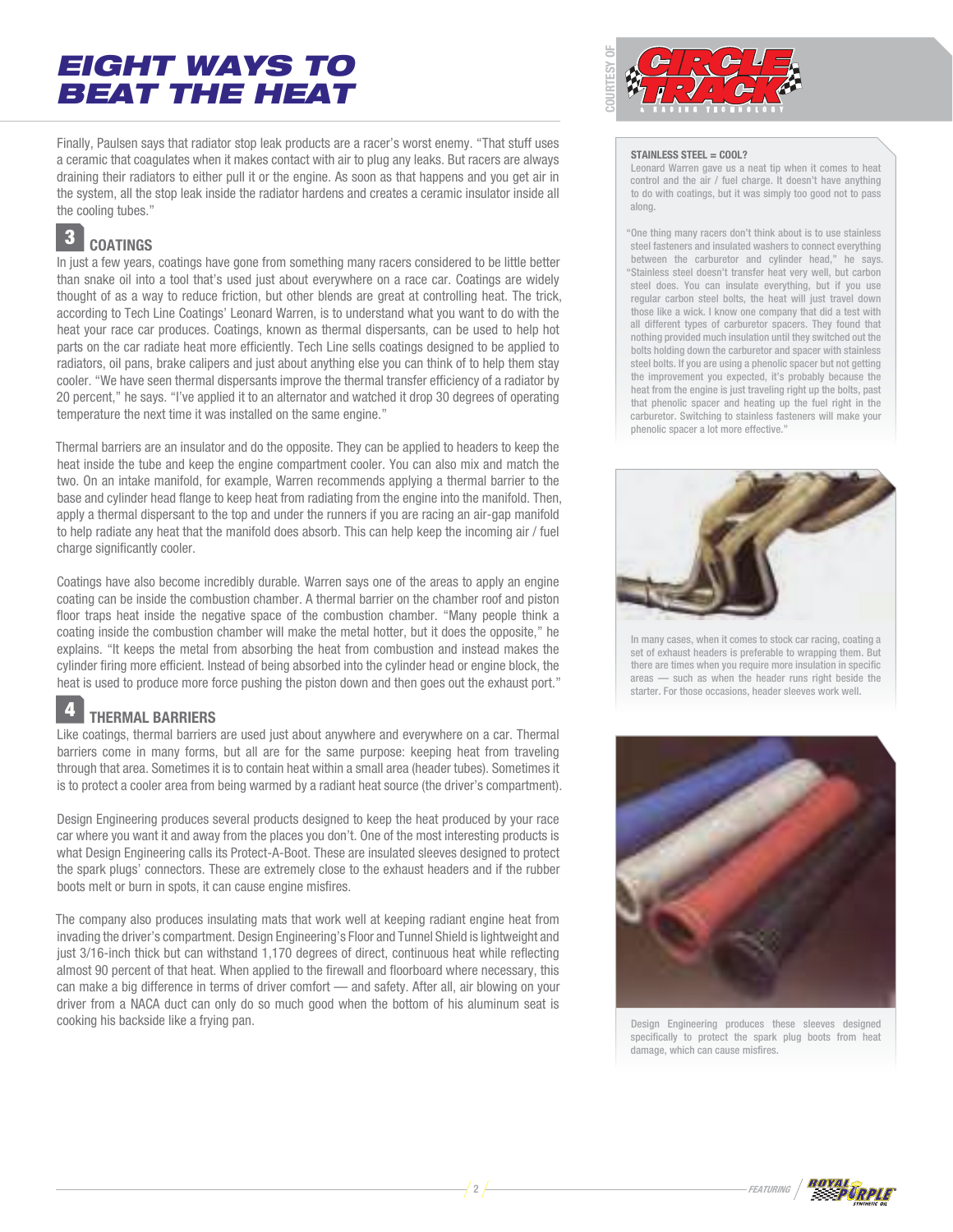# EIGHT WAYS TO BEAT THE HEAT

Finally, Paulsen says that radiator stop leak products are a racer's worst enemy. "That stuff uses a ceramic that coagulates when it makes contact with air to plug any leaks. But racers are always draining their radiators to either pull it or the engine. As soon as that happens and you get air in the system, all the stop leak inside the radiator hardens and creates a ceramic insulator inside all the cooling tubes."

## 3 COATINGS

In just a few years, coatings have gone from something many racers considered to be little better than snake oil into a tool that's used just about everywhere on a race car. Coatings are widely thought of as a way to reduce friction, but other blends are great at controlling heat. The trick, according to Tech Line Coatings' Leonard Warren, is to understand what you want to do with the heat your race car produces. Coatings, known as thermal dispersants, can be used to help hot parts on the car radiate heat more efficiently. Tech Line sells coatings designed to be applied to radiators, oil pans, brake calipers and just about anything else you can think of to help them stay cooler. "We have seen thermal dispersants improve the thermal transfer efficiency of a radiator by 20 percent," he says. "I've applied it to an alternator and watched it drop 30 degrees of operating temperature the next time it was installed on the same engine."

Thermal barriers are an insulator and do the opposite. They can be applied to headers to keep the heat inside the tube and keep the engine compartment cooler. You can also mix and match the two. On an intake manifold, for example, Warren recommends applying a thermal barrier to the base and cylinder head flange to keep heat from radiating from the engine into the manifold. Then, apply a thermal dispersant to the top and under the runners if you are racing an air-gap manifold to help radiate any heat that the manifold does absorb. This can help keep the incoming air / fuel charge significantly cooler.

Coatings have also become incredibly durable. Warren says one of the areas to apply an engine coating can be inside the combustion chamber. A thermal barrier on the chamber roof and piston floor traps heat inside the negative space of the combustion chamber. "Many people think a coating inside the combustion chamber will make the metal hotter, but it does the opposite," he explains. "It keeps the metal from absorbing the heat from combustion and instead makes the cylinder firing more efficient. Instead of being absorbed into the cylinder head or engine block, the heat is used to produce more force pushing the piston down and then goes out the exhaust port."

## 4 THERMAL BARRIERS

Like coatings, thermal barriers are used just about anywhere and everywhere on a car. Thermal barriers come in many forms, but all are for the same purpose: keeping heat from traveling through that area. Sometimes it is to contain heat within a small area (header tubes). Sometimes it is to protect a cooler area from being warmed by a radiant heat source (the driver's compartment).

Design Engineering produces several products designed to keep the heat produced by your race car where you want it and away from the places you don't. One of the most interesting products is what Design Engineering calls its Protect-A-Boot. These are insulated sleeves designed to protect the spark plugs' connectors. These are extremely close to the exhaust headers and if the rubber boots melt or burn in spots, it can cause engine misfires.

The company also produces insulating mats that work well at keeping radiant engine heat from invading the driver's compartment. Design Engineering's Floor and Tunnel Shield is lightweight and just 3/16-inch thick but can withstand 1,170 degrees of direct, continuous heat while reflecting almost 90 percent of that heat. When applied to the firewall and floorboard where necessary, this can make a big difference in terms of driver comfort — and safety. After all, air blowing on your driver from a NACA duct can only do so much good when the bottom of his aluminum seat is cooking his backside like a frying pan.

**STAINLESS STEEL = COOL?**

Leonard Warren gave us a neat tip when it comes to heat control and the air / fuel charge. It doesn't have anything to do with coatings, but it was simply too good not to pass along.

"One thing many racers don't think about is to use stainless steel fasteners and insulated washers to connect everything between the carburetor and cylinder head," he says. "Stainless steel doesn't transfer heat very well, but carbon steel does. You can insulate everything, but if you use regular carbon steel bolts, the heat will just travel down those like a wick. I know one company that did a test with all different types of carburetor spacers. They found that nothing provided much insulation until they switched out the bolts holding down the carburetor and spacer with stainless steel bolts. If you are using a phenolic spacer but not getting the improvement you expected, it's probably because the heat from the engine is just traveling right up the bolts, past that phenolic spacer and heating up the fuel right in the carburetor. Switching to stainless fasteners will make your phenolic spacer a lot more effective."

In many cases, when it comes to stock car racing, coating a set of exhaust headers is preferable to wrapping them. But there are times when you require more insulation in specific areas — such as when the header runs right beside the starter. For those occasions, header sleeves work well.

Design Engineering produces these sleeves designed specifically to protect the spark plug boots from heat damage, which can cause misfires.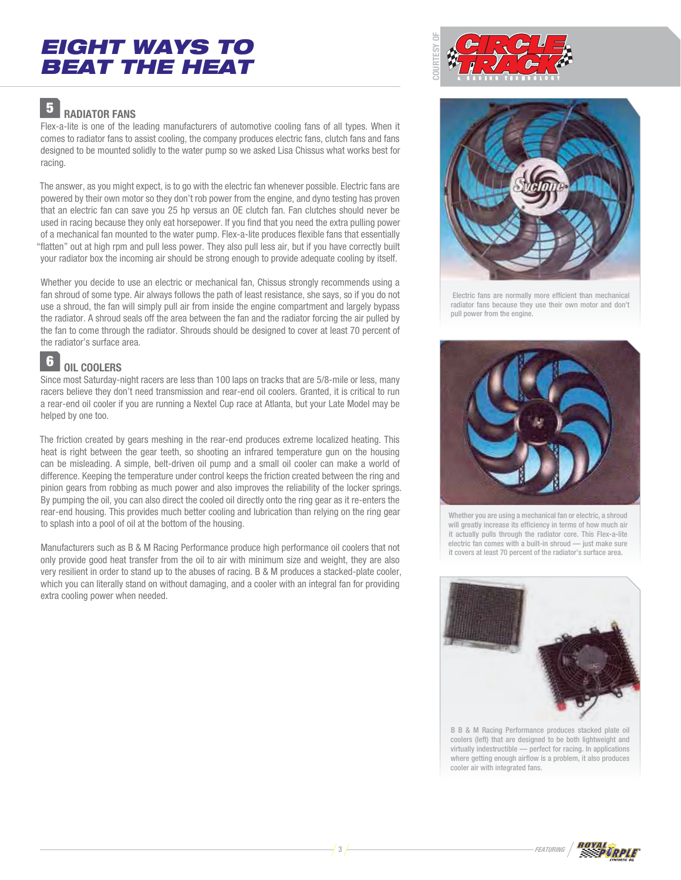# EIGHT WAYS TO BEAT THE HEAT

## 5 RADIATOR FANS

Flex-a-lite is one of the leading manufacturers of automotive cooling fans of all types. When it comes to radiator fans to assist cooling, the company produces electric fans, clutch fans and fans designed to be mounted solidly to the water pump so we asked Lisa Chissus what works best for racing.

The answer, as you might expect, is to go with the electric fan whenever possible. Electric fans are powered by their own motor so they don't rob power from the engine, and dyno testing has proven that an electric fan can save you 25 hp versus an OE clutch fan. Fan clutches should never be used in racing because they only eat horsepower. If you find that you need the extra pulling power of a mechanical fan mounted to the water pump. Flex-a-lite produces flexible fans that essentially "flatten" out at high rpm and pull less power. They also pull less air, but if you have correctly built your radiator box the incoming air should be strong enough to provide adequate cooling by itself.

Whether you decide to use an electric or mechanical fan, Chissus strongly recommends using a fan shroud of some type. Air always follows the path of least resistance, she says, so if you do not use a shroud, the fan will simply pull air from inside the engine compartment and largely bypass the radiator. A shroud seals off the area between the fan and the radiator forcing the air pulled by the fan to come through the radiator. Shrouds should be designed to cover at least 70 percent of the radiator's surface area.

## 6 OIL COOLERS

Since most Saturday-night racers are less than 100 laps on tracks that are 5/8-mile or less, many racers believe they don't need transmission and rear-end oil coolers. Granted, it is critical to run a rear-end oil cooler if you are running a Nextel Cup race at Atlanta, but your Late Model may be helped by one too.

The friction created by gears meshing in the rear-end produces extreme localized heating. This heat is right between the gear teeth, so shooting an infrared temperature gun on the housing can be misleading. A simple, belt-driven oil pump and a small oil cooler can make a world of difference. Keeping the temperature under control keeps the friction created between the ring and pinion gears from robbing as much power and also improves the reliability of the locker springs. By pumping the oil, you can also direct the cooled oil directly onto the ring gear as it re-enters the rear-end housing. This provides much better cooling and lubrication than relying on the ring gear to splash into a pool of oil at the bottom of the housing.

Manufacturers such as B & M Racing Performance produce high performance oil coolers that not only provide good heat transfer from the oil to air with minimum size and weight, they are also very resilient in order to stand up to the abuses of racing. B & M produces a stacked-plate cooler, which you can literally stand on without damaging, and a cooler with an integral fan for providing extra cooling power when needed.

Electric fans are normally more efficient than mechanical radiator fans because they use their own motor and don't pull power from the engine.

Whether you are using a mechanical fan or electric, a shroud will greatly increase its efficiency in terms of how much air it actually pulls through the radiator core. This Flex-a-lite electric fan comes with a built-in shroud — just make sure it covers at least 70 percent of the radiator's surface area.

B B & M Racing Performance produces stacked plate oil coolers (left) that are designed to be both lightweight and virtually indestructible — perfect for racing. In applications where getting enough airflow is a problem, it also produces cooler air with integrated fans.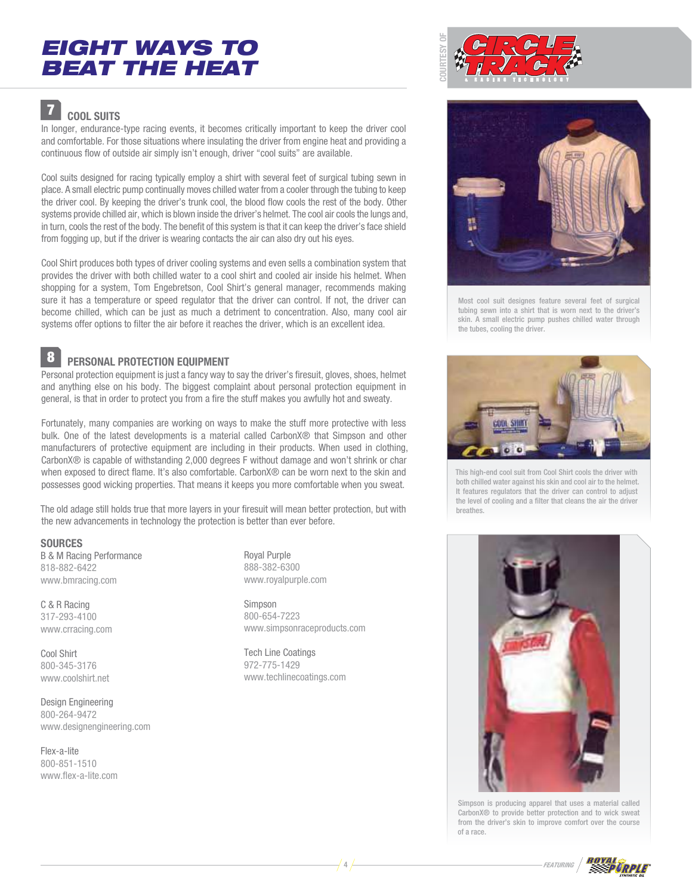# EIGHT WAYS TO BEAT THE HEAT

COURTESY OF CIRCLE TRACK & RACING TECHNOLOGY

## 7 COOL SUITS

In longer, endurance-type racing events, it becomes critically important to keep the driver cool and comfortable. For those situations where insulating the driver from engine heat and providing a continuous flow of outside air simply isn't enough, driver "cool suits" are available.

Cool suits designed for racing typically employ a shirt with several feet of surgical tubing sewn in place. A small electric pump continually moves chilled water from a cooler through the tubing to keep the driver cool. By keeping the driver's trunk cool, the blood flow cools the rest of the body. Other systems provide chilled air, which is blown inside the driver's helmet. The cool air cools the lungs and, in turn, cools the rest of the body. The benefit of this system is that it can keep the driver's face shield from fogging up, but if the driver is wearing contacts the air can also dry out his eyes.

Cool Shirt produces both types of driver cooling systems and even sells a combination system that provides the driver with both chilled water to a cool shirt and cooled air inside his helmet. When shopping for a system, Tom Engebretson, Cool Shirt's general manager, recommends making sure it has a temperature or speed regulator that the driver can control. If not, the driver can become chilled, which can be just as much a detriment to concentration. Also, many cool air systems offer options to filter the air before it reaches the driver, which is an excellent idea.

Most cool suit designes feature several feet of surgical tubing sewn into a shirt that is worn next to the driver's skin. A small electric pump pushes chilled water through the tubes, cooling the driver.

This high-end cool suit from Cool Shirt cools the driver with both chilled water against his skin and cool air to the helmet. It features regulators that the driver can control to adjust the level of cooling and a filter that cleans the air the driver breathes.

## 8 PERSONAL PROTECTION EQUIPMENT

Personal protection equipment is just a fancy way to say the driver's firesuit, gloves, shoes, helmet and anything else on his body. The biggest complaint about personal protection equipment in general, is that in order to protect you from a fire the stuff makes you awfully hot and sweaty.

Fortunately, many companies are working on ways to make the stuff more protective with less bulk. One of the latest developments is a material called CarbonX® that Simpson and other manufacturers of protective equipment are including in their products. When used in clothing, CarbonX® is capable of withstanding 2,000 degrees F without damage and won't shrink or char when exposed to direct flame. It's also comfortable. CarbonX® can be worn next to the skin and possesses good wicking properties. That means it keeps you more comfortable when you sweat.

The old adage still holds true that more layers in your firesuit will mean better protection, but with the new advancements in technology the protection is better than ever before.

Simpson is producing apparel that uses a material called CarbonX® to provide better protection and to wick sweat from the driver's skin to improve comfort over the course of a race.

### SOURCES

B & M Racing Performance
818-882-6422
www.bmracing.com

C & R Racing
317-293-4100
www.crracing.com

Cool Shirt
800-345-3176
www.coolshirt.net

Design Engineering
800-264-9472
www.designengineering.com

Flex-a-lite
800-851-1510
www.flex-a-lite.com

Royal Purple
888-382-6300
www.royalpurple.com

Simpson
800-654-7223
www.simpsonraceproducts.com

Tech Line Coatings
972-775-1429
www.techlinecoatings.com